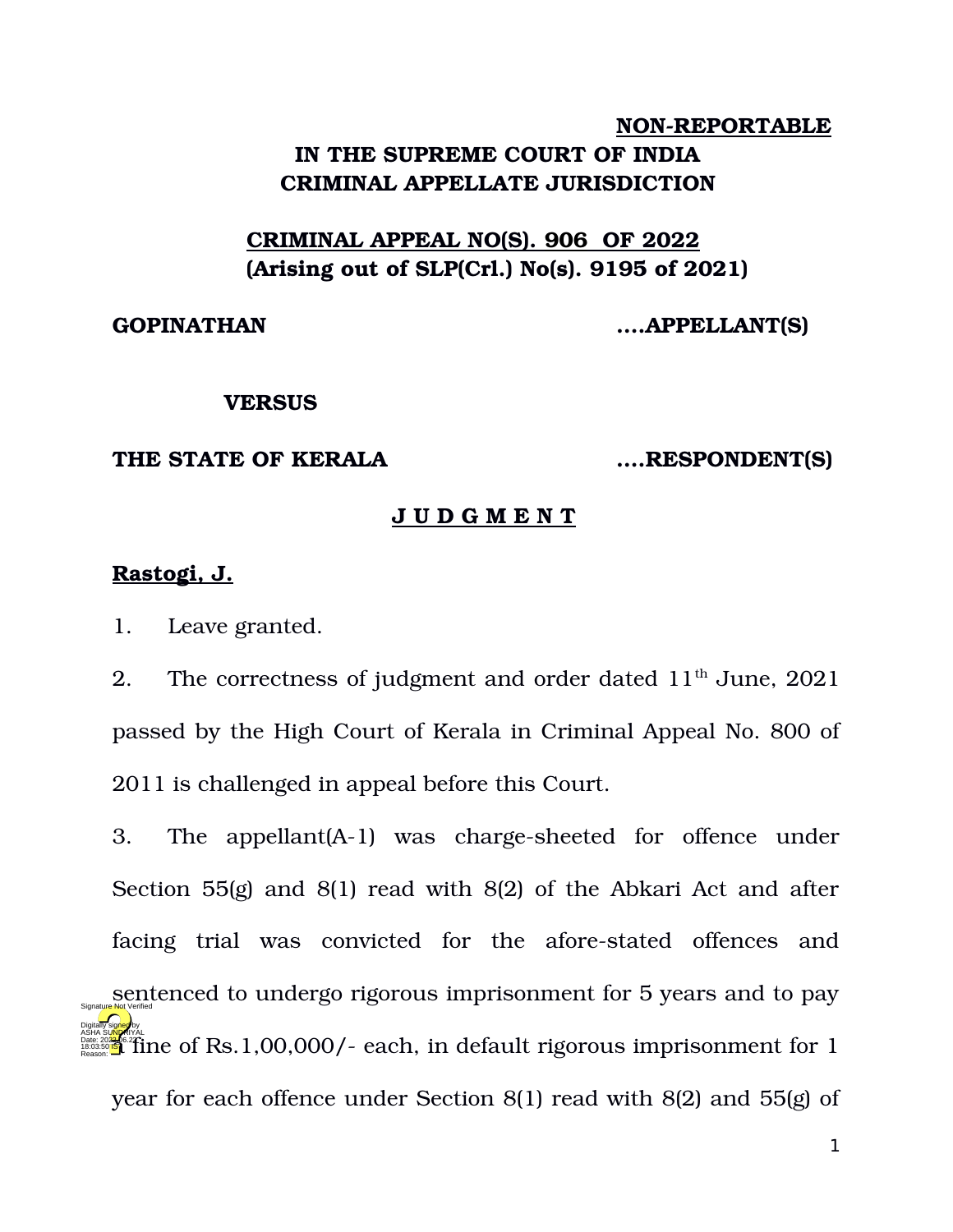**NON-REPORTABLE**

**IN THE SUPREME COURT OF INDIA**
**CRIMINAL APPELLATE JURISDICTION**

**CRIMINAL APPEAL NO(S). 906 OF 2022**
**(Arising out of SLP(Crl.) No(s). 9195 of 2021)**

**GOPINATHAN ....APPELLANT(S)**

**VERSUS**

**THE STATE OF KERALA ....RESPONDENT(S)**

**J U D G M E N T**

**Rastogi, J.**

1. Leave granted.

2. The correctness of judgment and order dated 11th June, 2021 passed by the High Court of Kerala in Criminal Appeal No. 800 of 2011 is challenged in appeal before this Court.

3. The appellant(A-1) was charge-sheeted for offence under Section 55(g) and 8(1) read with 8(2) of the Abkari Act and after facing trial was convicted for the afore-stated offences and sentenced to undergo rigorous imprisonment for 5 years and to pay a fine of Rs.1,00,000/- each, in default rigorous imprisonment for 1 year for each offence under Section 8(1) read with 8(2) and 55(g) of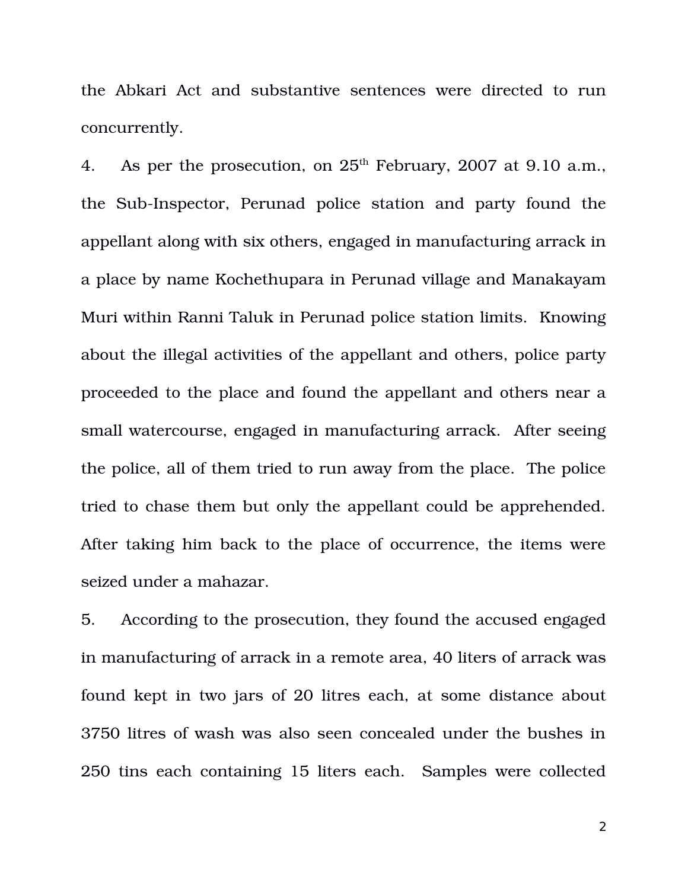the Abkari Act and substantive sentences were directed to run concurrently.

4. As per the prosecution, on 25th February, 2007 at 9.10 a.m., the Sub-Inspector, Perunad police station and party found the appellant along with six others, engaged in manufacturing arrack in a place by name Kochethupara in Perunad village and Manakayam Muri within Ranni Taluk in Perunad police station limits. Knowing about the illegal activities of the appellant and others, police party proceeded to the place and found the appellant and others near a small watercourse, engaged in manufacturing arrack. After seeing the police, all of them tried to run away from the place. The police tried to chase them but only the appellant could be apprehended. After taking him back to the place of occurrence, the items were seized under a mahazar.

5. According to the prosecution, they found the accused engaged in manufacturing of arrack in a remote area, 40 liters of arrack was found kept in two jars of 20 litres each, at some distance about 3750 litres of wash was also seen concealed under the bushes in 250 tins each containing 15 liters each. Samples were collected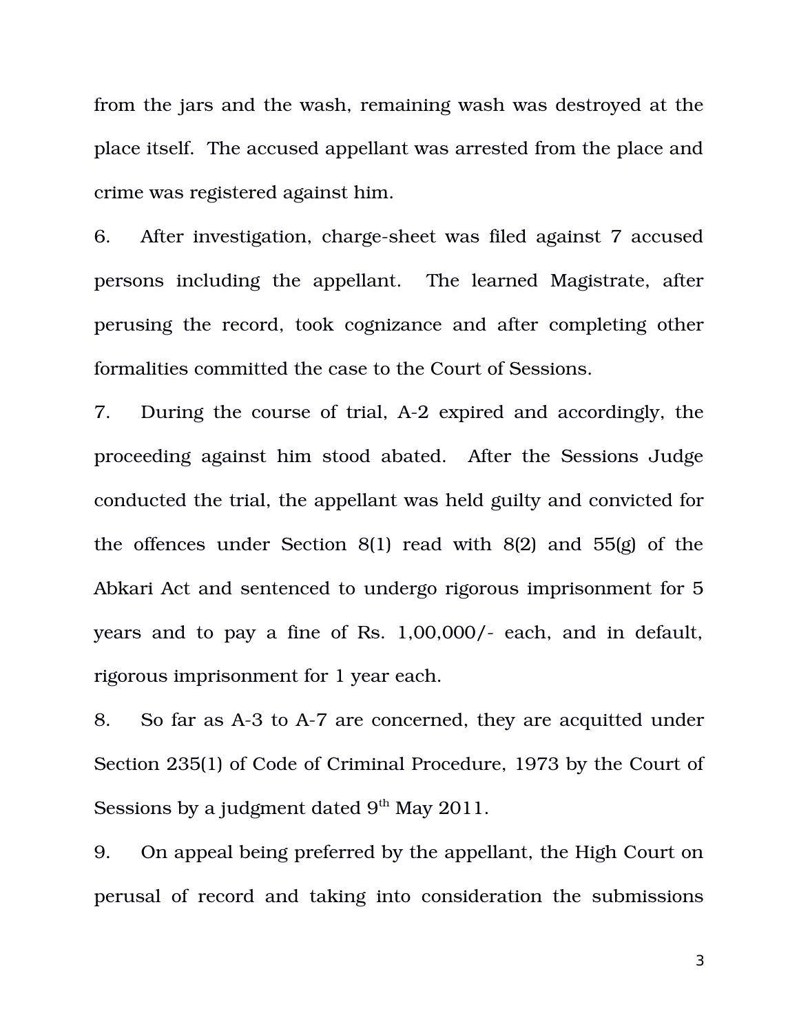from the jars and the wash, remaining wash was destroyed at the place itself. The accused appellant was arrested from the place and crime was registered against him.

6. After investigation, charge-sheet was filed against 7 accused persons including the appellant. The learned Magistrate, after perusing the record, took cognizance and after completing other formalities committed the case to the Court of Sessions.

7. During the course of trial, A-2 expired and accordingly, the proceeding against him stood abated. After the Sessions Judge conducted the trial, the appellant was held guilty and convicted for the offences under Section 8(1) read with 8(2) and 55(g) of the Abkari Act and sentenced to undergo rigorous imprisonment for 5 years and to pay a fine of Rs. 1,00,000/- each, and in default, rigorous imprisonment for 1 year each.

8. So far as A-3 to A-7 are concerned, they are acquitted under Section 235(1) of Code of Criminal Procedure, 1973 by the Court of Sessions by a judgment dated 9th May 2011.

9. On appeal being preferred by the appellant, the High Court on perusal of record and taking into consideration the submissions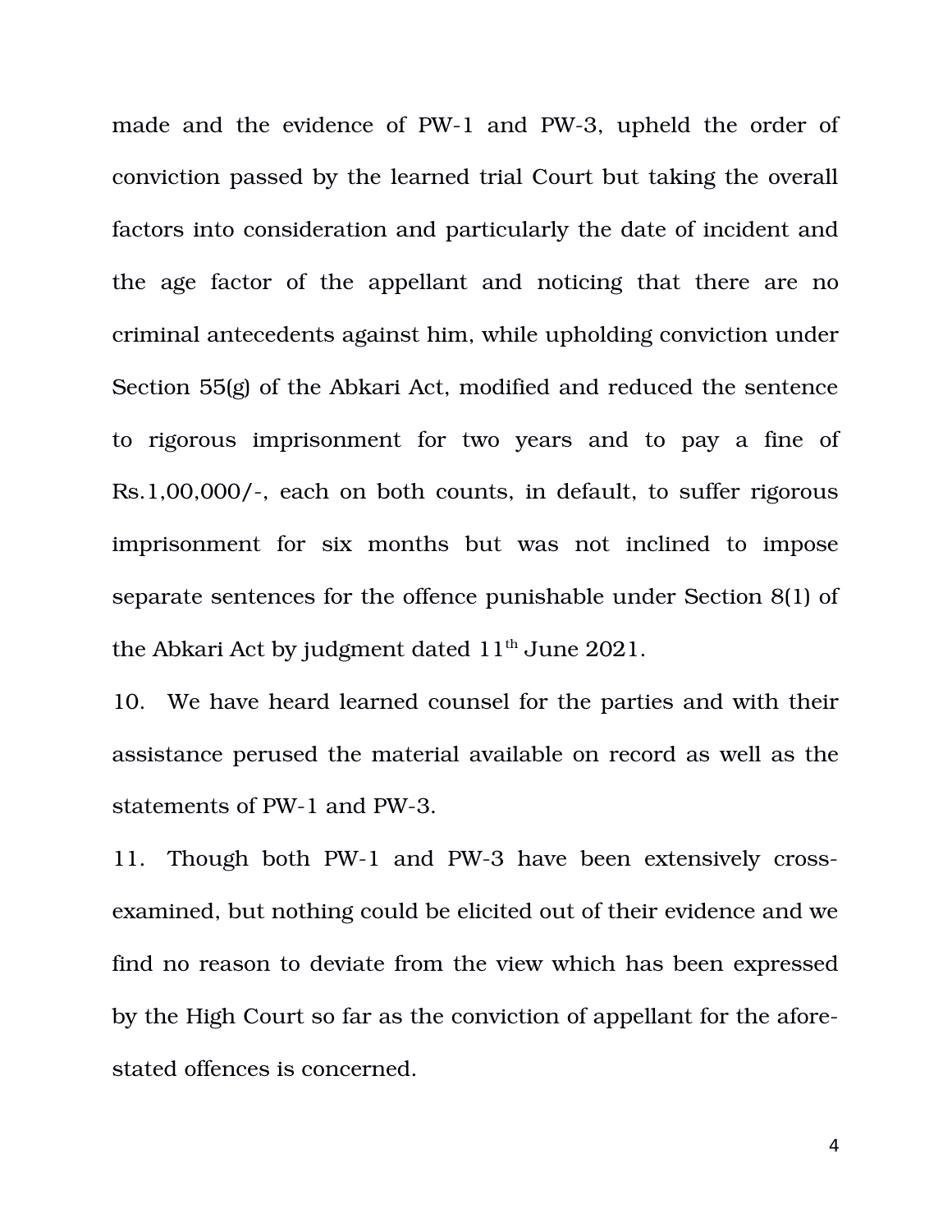made and the evidence of PW-1 and PW-3, upheld the order of conviction passed by the learned trial Court but taking the overall factors into consideration and particularly the date of incident and the age factor of the appellant and noticing that there are no criminal antecedents against him, while upholding conviction under Section 55(g) of the Abkari Act, modified and reduced the sentence to rigorous imprisonment for two years and to pay a fine of Rs.1,00,000/-, each on both counts, in default, to suffer rigorous imprisonment for six months but was not inclined to impose separate sentences for the offence punishable under Section 8(1) of the Abkari Act by judgment dated 11th June 2021.

10. We have heard learned counsel for the parties and with their assistance perused the material available on record as well as the statements of PW-1 and PW-3.

11. Though both PW-1 and PW-3 have been extensively cross-examined, but nothing could be elicited out of their evidence and we find no reason to deviate from the view which has been expressed by the High Court so far as the conviction of appellant for the afore-stated offences is concerned.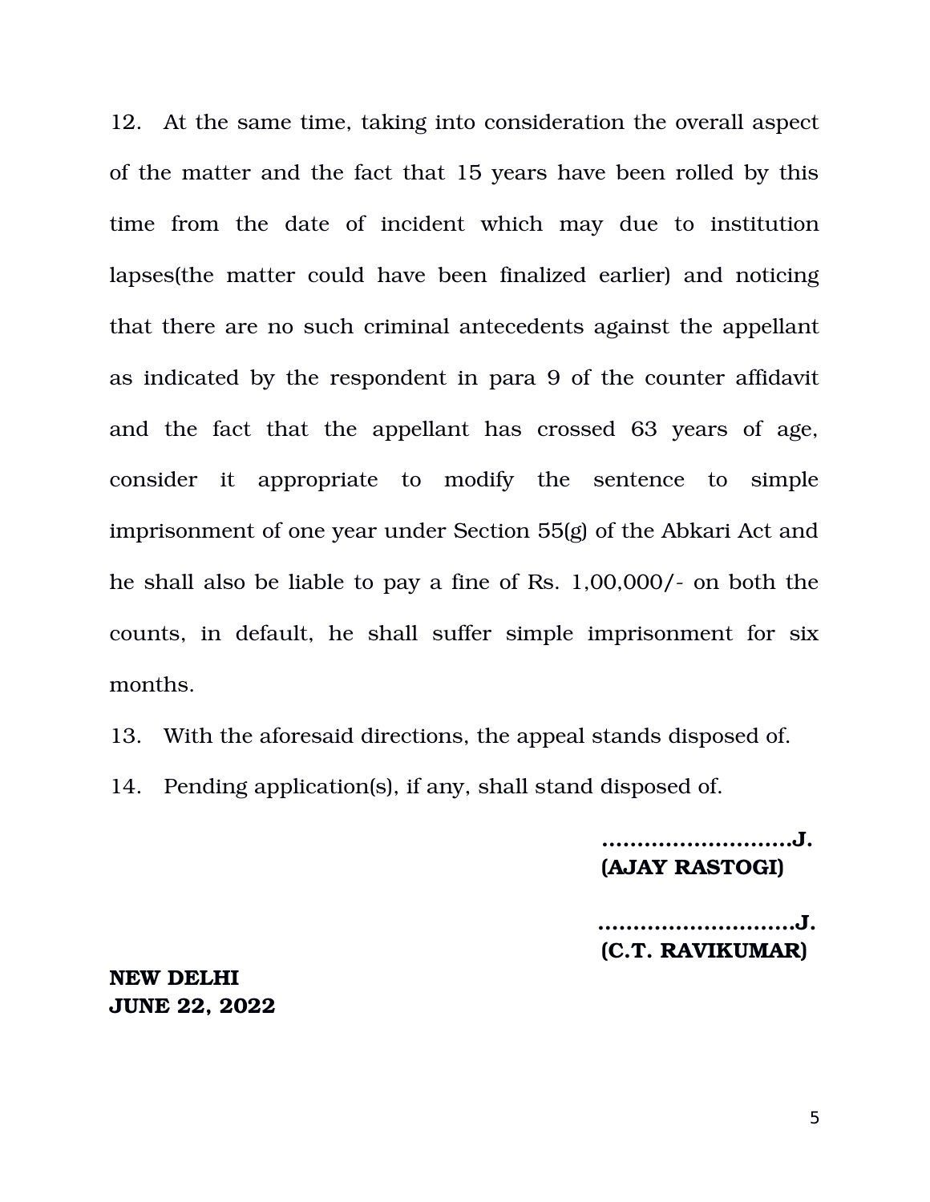12. At the same time, taking into consideration the overall aspect of the matter and the fact that 15 years have been rolled by this time from the date of incident which may due to institution lapses(the matter could have been finalized earlier) and noticing that there are no such criminal antecedents against the appellant as indicated by the respondent in para 9 of the counter affidavit and the fact that the appellant has crossed 63 years of age, consider it appropriate to modify the sentence to simple imprisonment of one year under Section 55(g) of the Abkari Act and he shall also be liable to pay a fine of Rs. 1,00,000/- on both the counts, in default, he shall suffer simple imprisonment for six months.

13. With the aforesaid directions, the appeal stands disposed of.

14. Pending application(s), if any, shall stand disposed of.

**……………………….J.**
**(AJAY RASTOGI)**

**……………………….J.**
**(C.T. RAVIKUMAR)**

**NEW DELHI**
**JUNE 22, 2022**